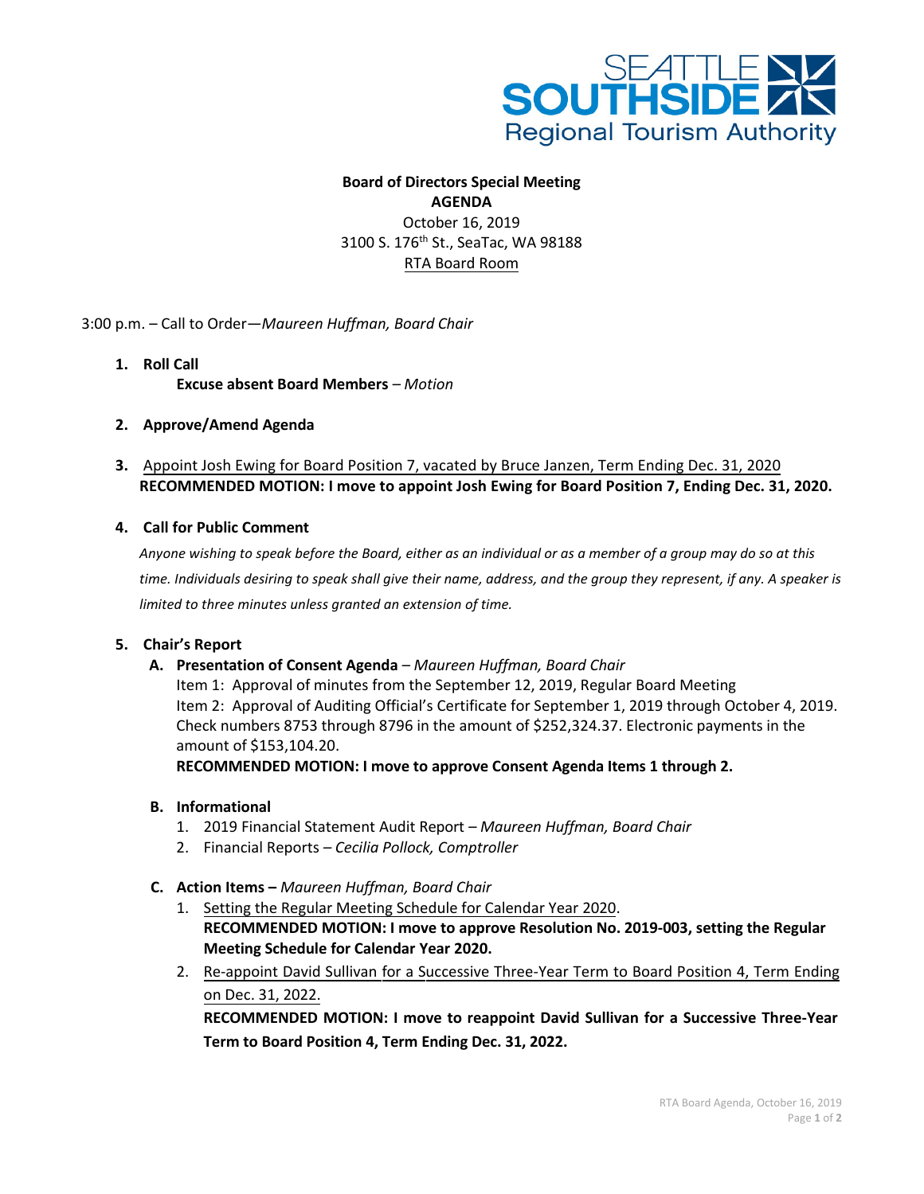SEATTLE SOUTHSIDE Regional Tourism Authority

**Board of Directors Special Meeting**
**AGENDA**
October 16, 2019
3100 S. 176th St., SeaTac, WA 98188
RTA Board Room

3:00 p.m. – Call to Order—*Maureen Huffman, Board Chair*

1. **Roll Call**
   **Excuse absent Board Members** – *Motion*

2. **Approve/Amend Agenda**

3. Appoint Josh Ewing for Board Position 7, vacated by Bruce Janzen, Term Ending Dec. 31, 2020
   **RECOMMENDED MOTION: I move to appoint Josh Ewing for Board Position 7, Ending Dec. 31, 2020.**

4. **Call for Public Comment**

   *Anyone wishing to speak before the Board, either as an individual or as a member of a group may do so at this time. Individuals desiring to speak shall give their name, address, and the group they represent, if any. A speaker is limited to three minutes unless granted an extension of time.*

5. **Chair's Report**

   A. **Presentation of Consent Agenda** – *Maureen Huffman, Board Chair*
      Item 1: Approval of minutes from the September 12, 2019, Regular Board Meeting
      Item 2: Approval of Auditing Official's Certificate for September 1, 2019 through October 4, 2019. Check numbers 8753 through 8796 in the amount of $252,324.37. Electronic payments in the amount of $153,104.20.
      **RECOMMENDED MOTION: I move to approve Consent Agenda Items 1 through 2.**

   B. **Informational**
      1. 2019 Financial Statement Audit Report – *Maureen Huffman, Board Chair*
      2. Financial Reports – *Cecilia Pollock, Comptroller*

   C. **Action Items –** *Maureen Huffman, Board Chair*
      1. Setting the Regular Meeting Schedule for Calendar Year 2020.
         **RECOMMENDED MOTION: I move to approve Resolution No. 2019-003, setting the Regular Meeting Schedule for Calendar Year 2020.**
      2. Re-appoint David Sullivan for a Successive Three-Year Term to Board Position 4, Term Ending on Dec. 31, 2022.
         **RECOMMENDED MOTION: I move to reappoint David Sullivan for a Successive Three-Year Term to Board Position 4, Term Ending Dec. 31, 2022.**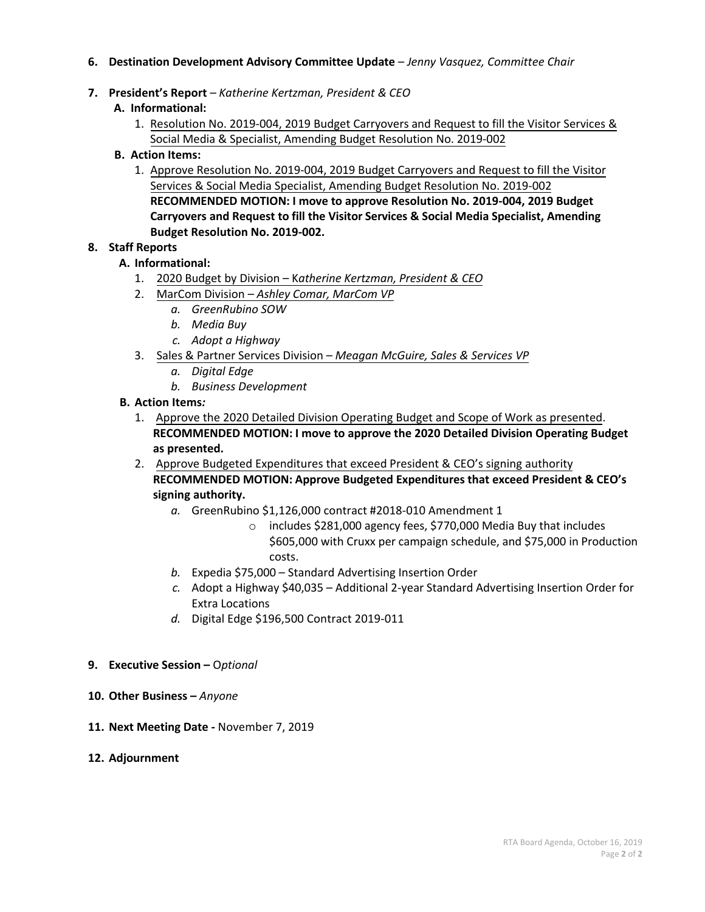6. **Destination Development Advisory Committee Update** – *Jenny Vasquez, Committee Chair*

7. **President's Report** – *Katherine Kertzman, President & CEO*

   **A. Informational:**

   1. Resolution No. 2019-004, 2019 Budget Carryovers and Request to fill the Visitor Services & Social Media & Specialist, Amending Budget Resolution No. 2019-002

   **B. Action Items:**

   1. Approve Resolution No. 2019-004, 2019 Budget Carryovers and Request to fill the Visitor Services & Social Media Specialist, Amending Budget Resolution No. 2019-002
      **RECOMMENDED MOTION: I move to approve Resolution No. 2019-004, 2019 Budget Carryovers and Request to fill the Visitor Services & Social Media Specialist, Amending Budget Resolution No. 2019-002.**

8. **Staff Reports**

   **A. Informational:**

   1. 2020 Budget by Division – K*atherine Kertzman, President & CEO*
   2. MarCom Division – *Ashley Comar, MarCom VP*
      - *a. GreenRubino SOW*
      - *b. Media Buy*
      - *c. Adopt a Highway*
   3. Sales & Partner Services Division – *Meagan McGuire, Sales & Services VP*
      - *a. Digital Edge*
      - *b. Business Development*

   **B. Action Items*:***

   1. Approve the 2020 Detailed Division Operating Budget and Scope of Work as presented.
      **RECOMMENDED MOTION: I move to approve the 2020 Detailed Division Operating Budget as presented.**
   2. Approve Budgeted Expenditures that exceed President & CEO's signing authority
      **RECOMMENDED MOTION: Approve Budgeted Expenditures that exceed President & CEO's signing authority.**
      - *a.* GreenRubino $1,126,000 contract #2018-010 Amendment 1
        - includes $281,000 agency fees, $770,000 Media Buy that includes $605,000 with Cruxx per campaign schedule, and $75,000 in Production costs.
      - *b.* Expedia $75,000 – Standard Advertising Insertion Order
      - *c.* Adopt a Highway $40,035 – Additional 2-year Standard Advertising Insertion Order for Extra Locations
      - *d.* Digital Edge $196,500 Contract 2019-011

9. **Executive Session –** O*ptional*

10. **Other Business –** *Anyone*

11. **Next Meeting Date -** November 7, 2019

12. **Adjournment**